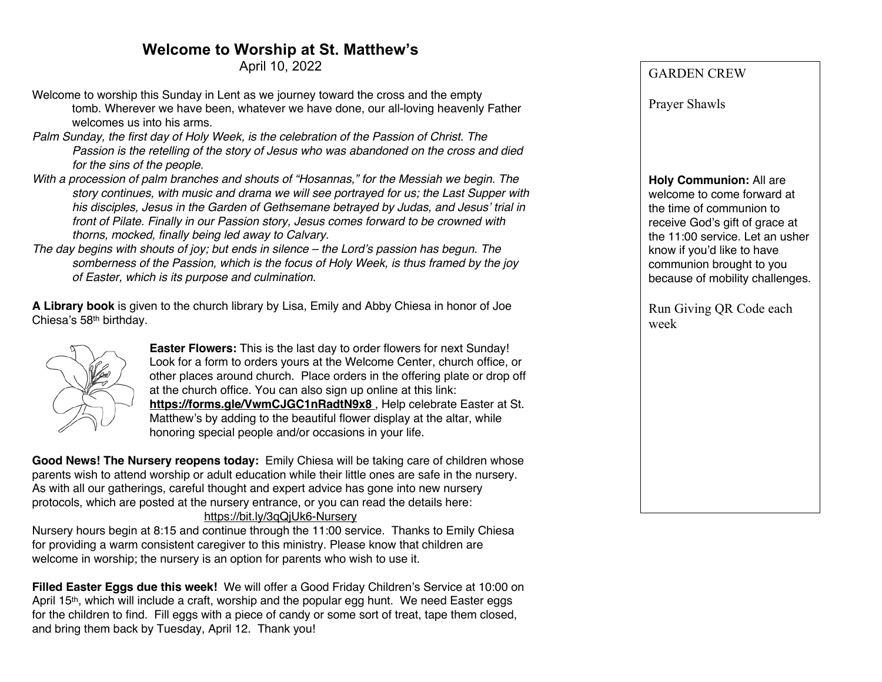## Welcome to Worship at St. Matthew's

April 10, 2022

Welcome to worship this Sunday in Lent as we journey toward the cross and the empty tomb. Wherever we have been, whatever we have done, our all-loving heavenly Father welcomes us into his arms.

*Palm Sunday, the first day of Holy Week, is the celebration of the Passion of Christ. The Passion is the retelling of the story of Jesus who was abandoned on the cross and died for the sins of the people.*

*With a procession of palm branches and shouts of "Hosannas," for the Messiah we begin. The story continues, with music and drama we will see portrayed for us; the Last Supper with his disciples, Jesus in the Garden of Gethsemane betrayed by Judas, and Jesus' trial in front of Pilate. Finally in our Passion story, Jesus comes forward to be crowned with thorns, mocked, finally being led away to Calvary.*

*The day begins with shouts of joy; but ends in silence – the Lord's passion has begun. The somberness of the Passion, which is the focus of Holy Week, is thus framed by the joy of Easter, which is its purpose and culmination.*

**A Library book** is given to the church library by Lisa, Emily and Abby Chiesa in honor of Joe Chiesa's 58th birthday.

**Easter Flowers:** This is the last day to order flowers for next Sunday! Look for a form to orders yours at the Welcome Center, church office, or other places around church. Place orders in the offering plate or drop off at the church office. You can also sign up online at this link: **https://forms.gle/VwmCJGC1nRadtN9x8** , Help celebrate Easter at St. Matthew's by adding to the beautiful flower display at the altar, while honoring special people and/or occasions in your life.

**Good News! The Nursery reopens today:** Emily Chiesa will be taking care of children whose parents wish to attend worship or adult education while their little ones are safe in the nursery. As with all our gatherings, careful thought and expert advice has gone into new nursery protocols, which are posted at the nursery entrance, or you can read the details here: https://bit.ly/3qQjUk6-Nursery

Nursery hours begin at 8:15 and continue through the 11:00 service. Thanks to Emily Chiesa for providing a warm consistent caregiver to this ministry. Please know that children are welcome in worship; the nursery is an option for parents who wish to use it.

**Filled Easter Eggs due this week!** We will offer a Good Friday Children's Service at 10:00 on April 15th, which will include a craft, worship and the popular egg hunt. We need Easter eggs for the children to find. Fill eggs with a piece of candy or some sort of treat, tape them closed, and bring them back by Tuesday, April 12. Thank you!

GARDEN CREW

Prayer Shawls

**Holy Communion:** All are welcome to come forward at the time of communion to receive God's gift of grace at the 11:00 service. Let an usher know if you'd like to have communion brought to you because of mobility challenges.

Run Giving QR Code each week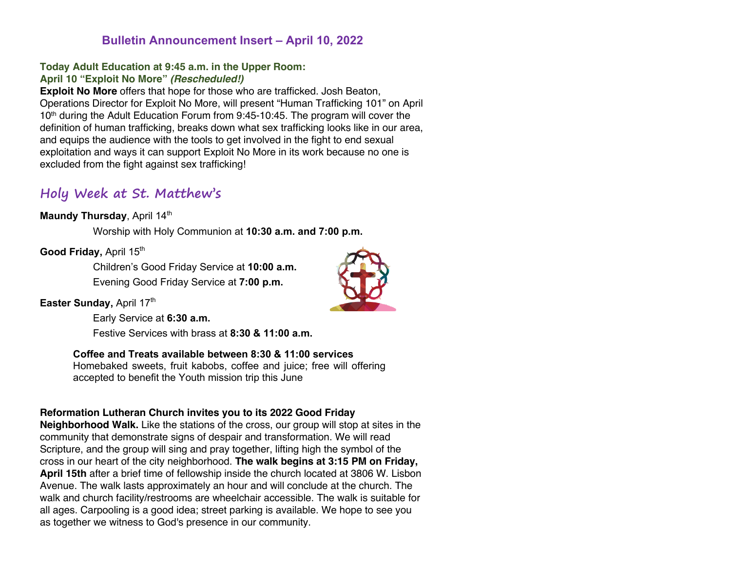# Bulletin Announcement Insert – April 10, 2022

**Today Adult Education at 9:45 a.m. in the Upper Room:**
**April 10 "Exploit No More"** ***(Rescheduled!)***

**Exploit No More** offers that hope for those who are trafficked. Josh Beaton, Operations Director for Exploit No More, will present "Human Trafficking 101" on April 10th during the Adult Education Forum from 9:45-10:45. The program will cover the definition of human trafficking, breaks down what sex trafficking looks like in our area, and equips the audience with the tools to get involved in the fight to end sexual exploitation and ways it can support Exploit No More in its work because no one is excluded from the fight against sex trafficking!

## Holy Week at St. Matthew's

**Maundy Thursday**, April 14th

Worship with Holy Communion at **10:30 a.m. and 7:00 p.m.**

**Good Friday,** April 15th

Children's Good Friday Service at **10:00 a.m.**

Evening Good Friday Service at **7:00 p.m.**

**Easter Sunday,** April 17th

Early Service at **6:30 a.m.**

Festive Services with brass at **8:30 & 11:00 a.m.**

**Coffee and Treats available between 8:30 & 11:00 services**
Homebaked sweets, fruit kabobs, coffee and juice; free will offering accepted to benefit the Youth mission trip this June

**Reformation Lutheran Church invites you to its 2022 Good Friday Neighborhood Walk.** Like the stations of the cross, our group will stop at sites in the community that demonstrate signs of despair and transformation. We will read Scripture, and the group will sing and pray together, lifting high the symbol of the cross in our heart of the city neighborhood. **The walk begins at 3:15 PM on Friday, April 15th** after a brief time of fellowship inside the church located at 3806 W. Lisbon Avenue. The walk lasts approximately an hour and will conclude at the church. The walk and church facility/restrooms are wheelchair accessible. The walk is suitable for all ages. Carpooling is a good idea; street parking is available. We hope to see you as together we witness to God's presence in our community.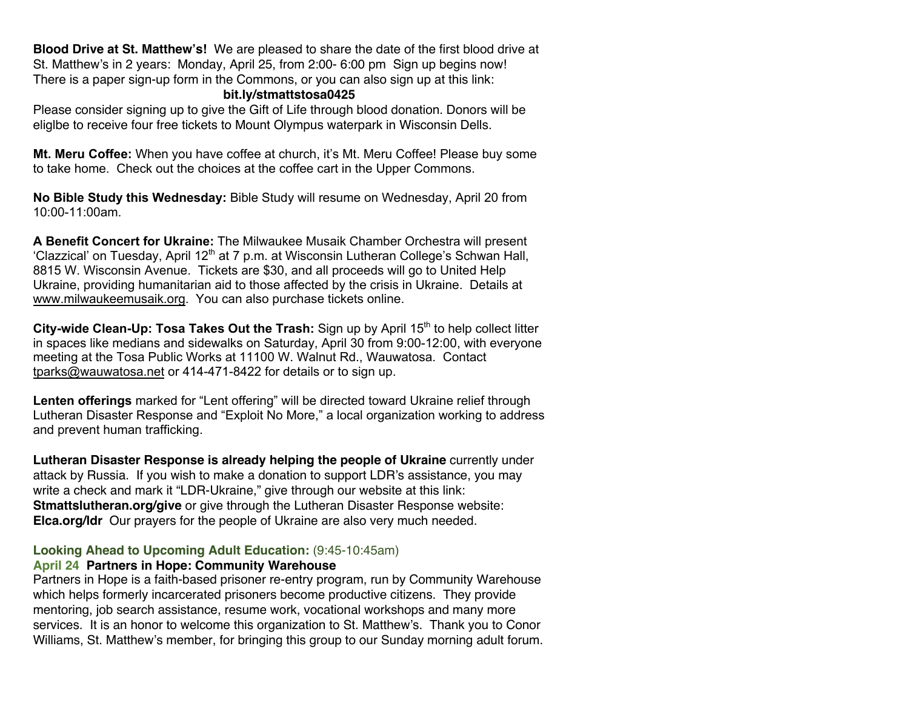**Blood Drive at St. Matthew's!** We are pleased to share the date of the first blood drive at St. Matthew's in 2 years: Monday, April 25, from 2:00- 6:00 pm Sign up begins now! There is a paper sign-up form in the Commons, or you can also sign up at this link:

**bit.ly/stmattstosa0425**

Please consider signing up to give the Gift of Life through blood donation. Donors will be eliglbe to receive four free tickets to Mount Olympus waterpark in Wisconsin Dells.

**Mt. Meru Coffee:** When you have coffee at church, it's Mt. Meru Coffee! Please buy some to take home. Check out the choices at the coffee cart in the Upper Commons.

**No Bible Study this Wednesday:** Bible Study will resume on Wednesday, April 20 from 10:00-11:00am.

**A Benefit Concert for Ukraine:** The Milwaukee Musaik Chamber Orchestra will present 'Clazzical' on Tuesday, April 12th at 7 p.m. at Wisconsin Lutheran College's Schwan Hall, 8815 W. Wisconsin Avenue. Tickets are $30, and all proceeds will go to United Help Ukraine, providing humanitarian aid to those affected by the crisis in Ukraine. Details at www.milwaukeemusaik.org. You can also purchase tickets online.

**City-wide Clean-Up: Tosa Takes Out the Trash:** Sign up by April 15th to help collect litter in spaces like medians and sidewalks on Saturday, April 30 from 9:00-12:00, with everyone meeting at the Tosa Public Works at 11100 W. Walnut Rd., Wauwatosa. Contact tparks@wauwatosa.net or 414-471-8422 for details or to sign up.

**Lenten offerings** marked for "Lent offering" will be directed toward Ukraine relief through Lutheran Disaster Response and "Exploit No More," a local organization working to address and prevent human trafficking.

**Lutheran Disaster Response is already helping the people of Ukraine** currently under attack by Russia. If you wish to make a donation to support LDR's assistance, you may write a check and mark it "LDR-Ukraine," give through our website at this link: **Stmattslutheran.org/give** or give through the Lutheran Disaster Response website: **Elca.org/ldr** Our prayers for the people of Ukraine are also very much needed.

**Looking Ahead to Upcoming Adult Education:** (9:45-10:45am)

**April 24 Partners in Hope: Community Warehouse**

Partners in Hope is a faith-based prisoner re-entry program, run by Community Warehouse which helps formerly incarcerated prisoners become productive citizens. They provide mentoring, job search assistance, resume work, vocational workshops and many more services. It is an honor to welcome this organization to St. Matthew's. Thank you to Conor Williams, St. Matthew's member, for bringing this group to our Sunday morning adult forum.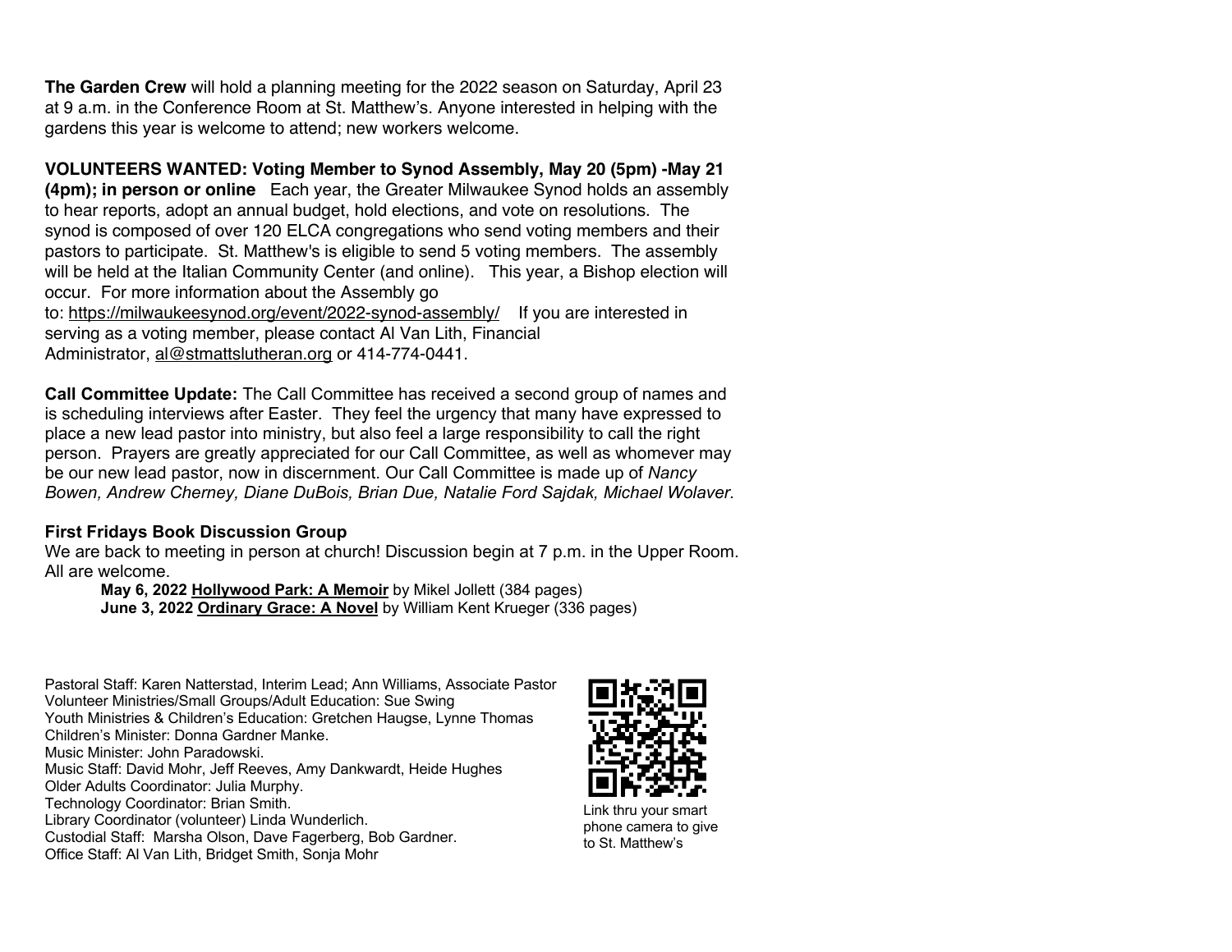**The Garden Crew** will hold a planning meeting for the 2022 season on Saturday, April 23 at 9 a.m. in the Conference Room at St. Matthew's. Anyone interested in helping with the gardens this year is welcome to attend; new workers welcome.

**VOLUNTEERS WANTED: Voting Member to Synod Assembly, May 20 (5pm) -May 21 (4pm); in person or online** Each year, the Greater Milwaukee Synod holds an assembly to hear reports, adopt an annual budget, hold elections, and vote on resolutions. The synod is composed of over 120 ELCA congregations who send voting members and their pastors to participate. St. Matthew's is eligible to send 5 voting members. The assembly will be held at the Italian Community Center (and online). This year, a Bishop election will occur. For more information about the Assembly go to: https://milwaukeesynod.org/event/2022-synod-assembly/ If you are interested in serving as a voting member, please contact Al Van Lith, Financial Administrator, al@stmattslutheran.org or 414-774-0441.

**Call Committee Update:** The Call Committee has received a second group of names and is scheduling interviews after Easter. They feel the urgency that many have expressed to place a new lead pastor into ministry, but also feel a large responsibility to call the right person. Prayers are greatly appreciated for our Call Committee, as well as whomever may be our new lead pastor, now in discernment. Our Call Committee is made up of *Nancy Bowen, Andrew Cherney, Diane DuBois, Brian Due, Natalie Ford Sajdak, Michael Wolaver.*

**First Fridays Book Discussion Group**

We are back to meeting in person at church! Discussion begin at 7 p.m. in the Upper Room. All are welcome.

**May 6, 2022 Hollywood Park: A Memoir** by Mikel Jollett (384 pages)
**June 3, 2022 Ordinary Grace: A Novel** by William Kent Krueger (336 pages)

Pastoral Staff: Karen Natterstad, Interim Lead; Ann Williams, Associate Pastor
Volunteer Ministries/Small Groups/Adult Education: Sue Swing
Youth Ministries & Children's Education: Gretchen Haugse, Lynne Thomas
Children's Minister: Donna Gardner Manke.
Music Minister: John Paradowski.
Music Staff: David Mohr, Jeff Reeves, Amy Dankwardt, Heide Hughes
Older Adults Coordinator: Julia Murphy.
Technology Coordinator: Brian Smith.
Library Coordinator (volunteer) Linda Wunderlich.
Custodial Staff: Marsha Olson, Dave Fagerberg, Bob Gardner.
Office Staff: Al Van Lith, Bridget Smith, Sonja Mohr

Link thru your smart phone camera to give to St. Matthew's